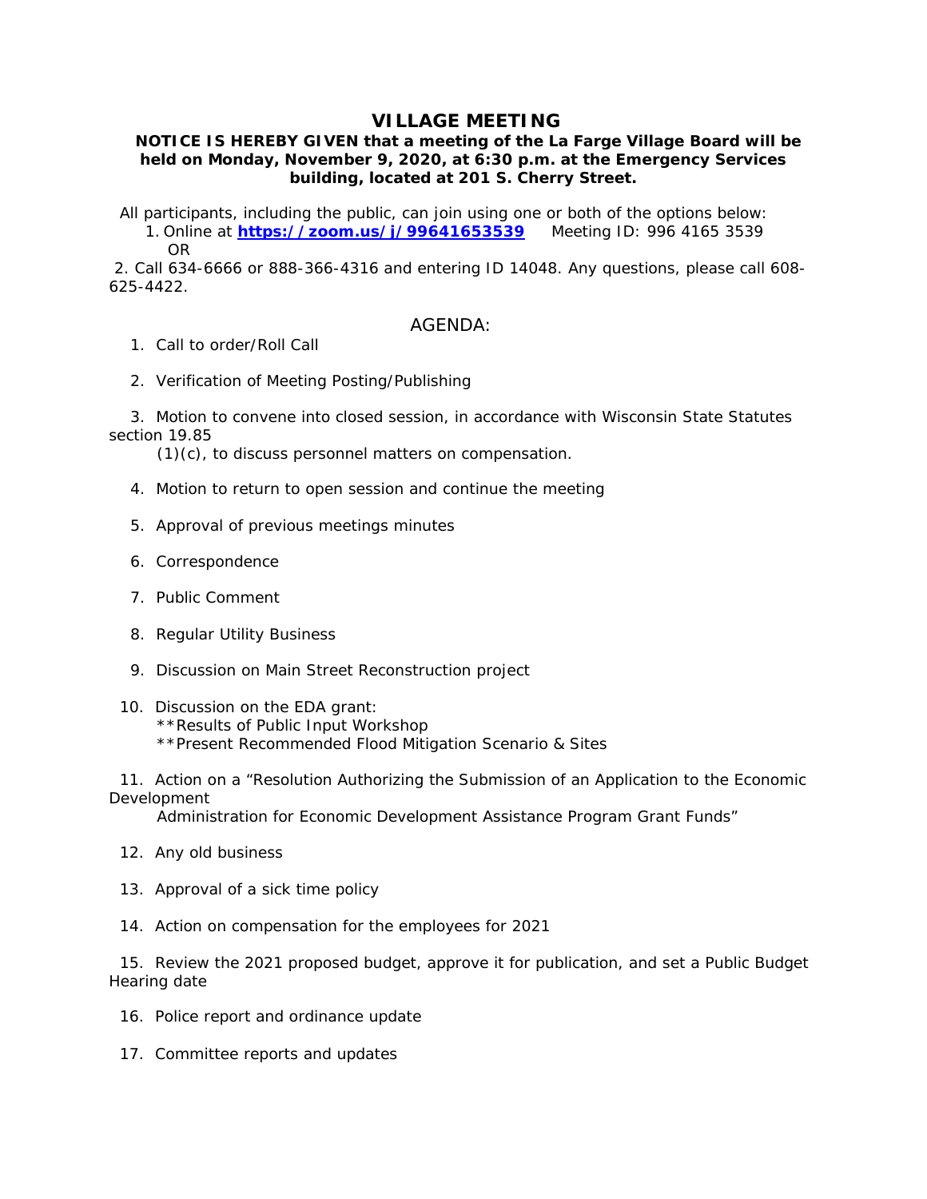# VILLAGE MEETING

**NOTICE IS HEREBY GIVEN that a meeting of the La Farge Village Board will be held on Monday, November 9, 2020, at 6:30 p.m. at the Emergency Services building, located at 201 S. Cherry Street.**

All participants, including the public, can join using one or both of the options below:

1. Online at **https://zoom.us/j/99641653539**     Meeting ID: 996 4165 3539
   OR
2. Call 634-6666 or 888-366-4316 and entering ID 14048. Any questions, please call 608-625-4422.

## AGENDA:

1. Call to order/Roll Call
2. Verification of Meeting Posting/Publishing
3. Motion to convene into closed session, in accordance with Wisconsin State Statutes section 19.85 (1)(c), to discuss personnel matters on compensation.
4. Motion to return to open session and continue the meeting
5. Approval of previous meetings minutes
6. Correspondence
7. Public Comment
8. Regular Utility Business
9. Discussion on Main Street Reconstruction project
10. Discussion on the EDA grant:
    **Results of Public Input Workshop
    **Present Recommended Flood Mitigation Scenario & Sites
11. Action on a "Resolution Authorizing the Submission of an Application to the Economic Development Administration for Economic Development Assistance Program Grant Funds"
12. Any old business
13. Approval of a sick time policy
14. Action on compensation for the employees for 2021
15. Review the 2021 proposed budget, approve it for publication, and set a Public Budget Hearing date
16. Police report and ordinance update
17. Committee reports and updates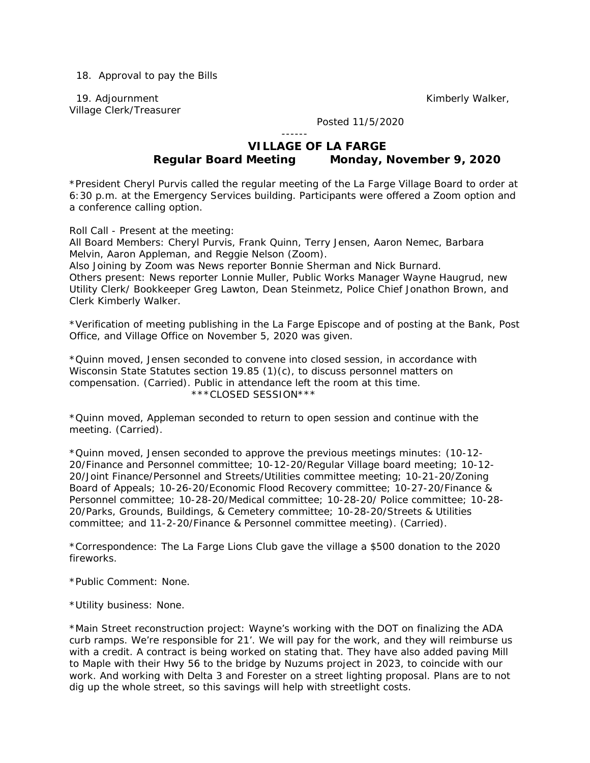18. Approval to pay the Bills

19. Adjournment

Kimberly Walker,
Village Clerk/Treasurer

Posted 11/5/2020

------

**VILLAGE OF LA FARGE**
**Regular Board Meeting Monday, November 9, 2020**

*President Cheryl Purvis called the regular meeting of the La Farge Village Board to order at 6:30 p.m. at the Emergency Services building. Participants were offered a Zoom option and a conference calling option.

Roll Call - Present at the meeting:
All Board Members: Cheryl Purvis, Frank Quinn, Terry Jensen, Aaron Nemec, Barbara Melvin, Aaron Appleman, and Reggie Nelson (Zoom).
Also Joining by Zoom was News reporter Bonnie Sherman and Nick Burnard.
Others present: News reporter Lonnie Muller, Public Works Manager Wayne Haugrud, new Utility Clerk/ Bookkeeper Greg Lawton, Dean Steinmetz, Police Chief Jonathon Brown, and Clerk Kimberly Walker.

*Verification of meeting publishing in the La Farge Episcope and of posting at the Bank, Post Office, and Village Office on November 5, 2020 was given.

*Quinn moved, Jensen seconded to convene into closed session, in accordance with Wisconsin State Statutes section 19.85 (1)(c), to discuss personnel matters on compensation. (Carried). Public in attendance left the room at this time.

***CLOSED SESSION***

*Quinn moved, Appleman seconded to return to open session and continue with the meeting. (Carried).

*Quinn moved, Jensen seconded to approve the previous meetings minutes: (10-12-20/Finance and Personnel committee; 10-12-20/Regular Village board meeting; 10-12-20/Joint Finance/Personnel and Streets/Utilities committee meeting; 10-21-20/Zoning Board of Appeals; 10-26-20/Economic Flood Recovery committee; 10-27-20/Finance & Personnel committee; 10-28-20/Medical committee; 10-28-20/ Police committee; 10-28-20/Parks, Grounds, Buildings, & Cemetery committee; 10-28-20/Streets & Utilities committee; and 11-2-20/Finance & Personnel committee meeting). (Carried).

*Correspondence: The La Farge Lions Club gave the village a $500 donation to the 2020 fireworks.

*Public Comment: None.

*Utility business: None.

*Main Street reconstruction project: Wayne's working with the DOT on finalizing the ADA curb ramps. We're responsible for 21'. We will pay for the work, and they will reimburse us with a credit. A contract is being worked on stating that. They have also added paving Mill to Maple with their Hwy 56 to the bridge by Nuzums project in 2023, to coincide with our work. And working with Delta 3 and Forester on a street lighting proposal. Plans are to not dig up the whole street, so this savings will help with streetlight costs.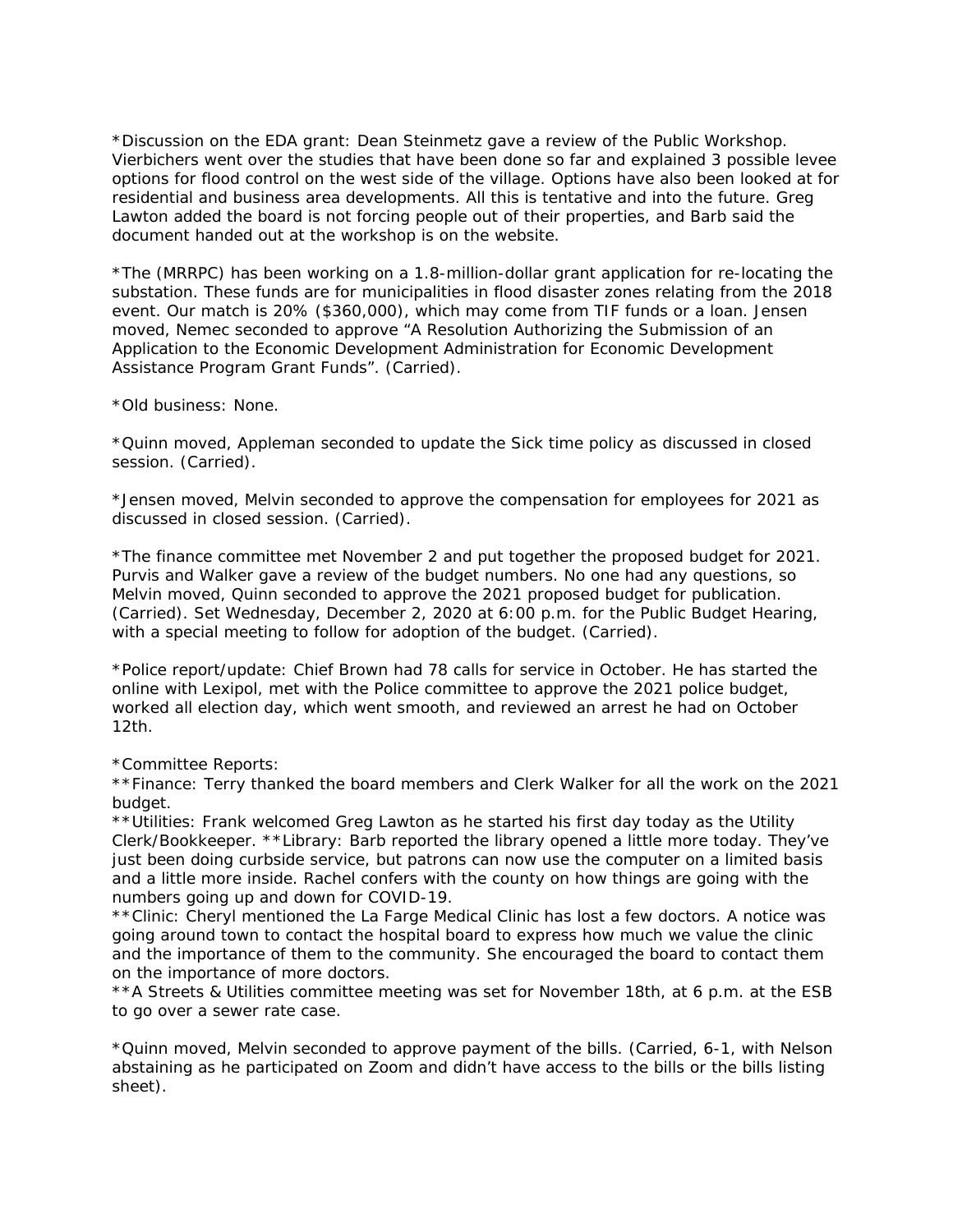*Discussion on the EDA grant: Dean Steinmetz gave a review of the Public Workshop. Vierbichers went over the studies that have been done so far and explained 3 possible levee options for flood control on the west side of the village. Options have also been looked at for residential and business area developments. All this is tentative and into the future. Greg Lawton added the board is not forcing people out of their properties, and Barb said the document handed out at the workshop is on the website.

*The (MRRPC) has been working on a 1.8-million-dollar grant application for re-locating the substation. These funds are for municipalities in flood disaster zones relating from the 2018 event. Our match is 20% ($360,000), which may come from TIF funds or a loan. Jensen moved, Nemec seconded to approve "A Resolution Authorizing the Submission of an Application to the Economic Development Administration for Economic Development Assistance Program Grant Funds". (Carried).

*Old business: None.

*Quinn moved, Appleman seconded to update the Sick time policy as discussed in closed session. (Carried).

*Jensen moved, Melvin seconded to approve the compensation for employees for 2021 as discussed in closed session. (Carried).

*The finance committee met November 2 and put together the proposed budget for 2021. Purvis and Walker gave a review of the budget numbers. No one had any questions, so Melvin moved, Quinn seconded to approve the 2021 proposed budget for publication. (Carried). Set Wednesday, December 2, 2020 at 6:00 p.m. for the Public Budget Hearing, with a special meeting to follow for adoption of the budget. (Carried).

*Police report/update: Chief Brown had 78 calls for service in October. He has started the online with Lexipol, met with the Police committee to approve the 2021 police budget, worked all election day, which went smooth, and reviewed an arrest he had on October 12th.

*Committee Reports:
**Finance: Terry thanked the board members and Clerk Walker for all the work on the 2021 budget.
**Utilities: Frank welcomed Greg Lawton as he started his first day today as the Utility Clerk/Bookkeeper. **Library: Barb reported the library opened a little more today. They've just been doing curbside service, but patrons can now use the computer on a limited basis and a little more inside. Rachel confers with the county on how things are going with the numbers going up and down for COVID-19.
**Clinic: Cheryl mentioned the La Farge Medical Clinic has lost a few doctors. A notice was going around town to contact the hospital board to express how much we value the clinic and the importance of them to the community. She encouraged the board to contact them on the importance of more doctors.
**A Streets & Utilities committee meeting was set for November 18th, at 6 p.m. at the ESB to go over a sewer rate case.

*Quinn moved, Melvin seconded to approve payment of the bills. (Carried, 6-1, with Nelson abstaining as he participated on Zoom and didn't have access to the bills or the bills listing sheet).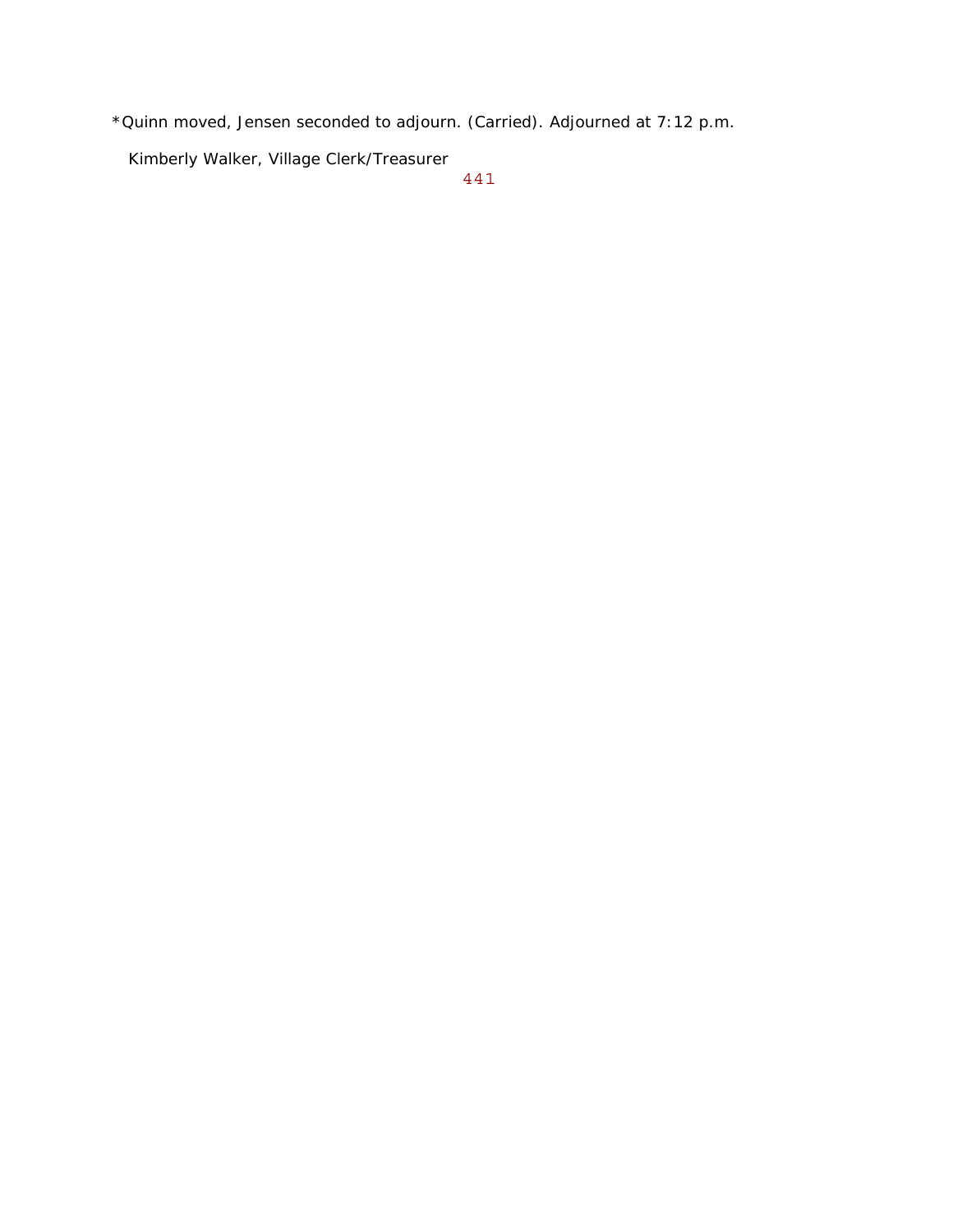*Quinn moved, Jensen seconded to adjourn. (Carried). Adjourned at 7:12 p.m.

Kimberly Walker, Village Clerk/Treasurer